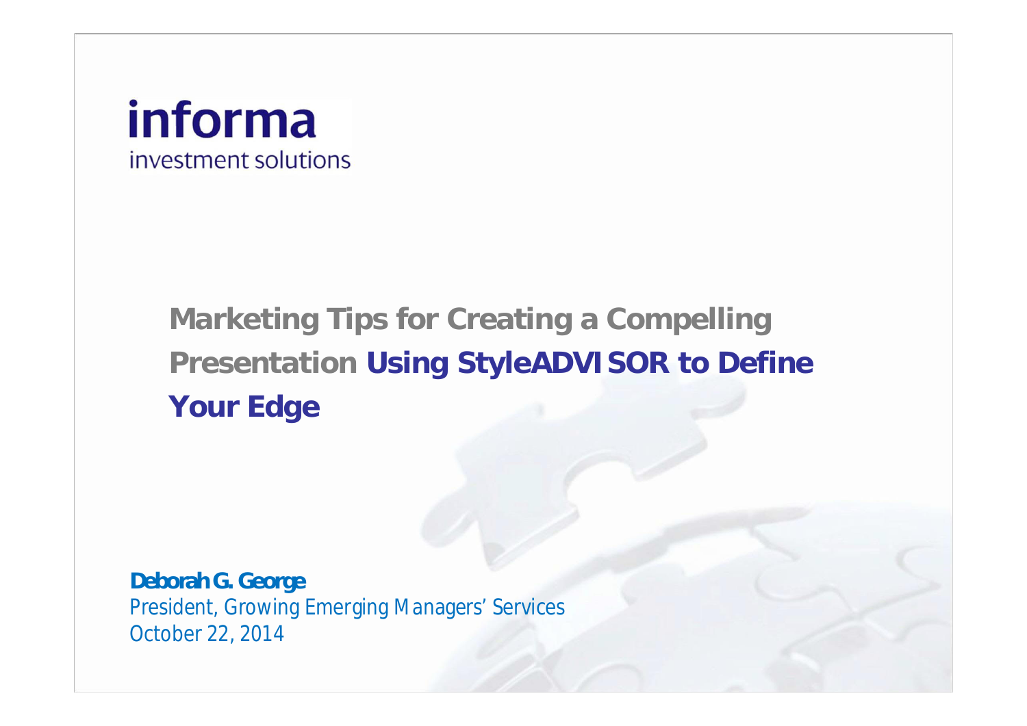informa
investment solutions

# Marketing Tips for Creating a Compelling Presentation Using StyleADVISOR to Define Your Edge

**Deborah G. George**
*President, Growing Emerging Managers' Services*
*October 22, 2014*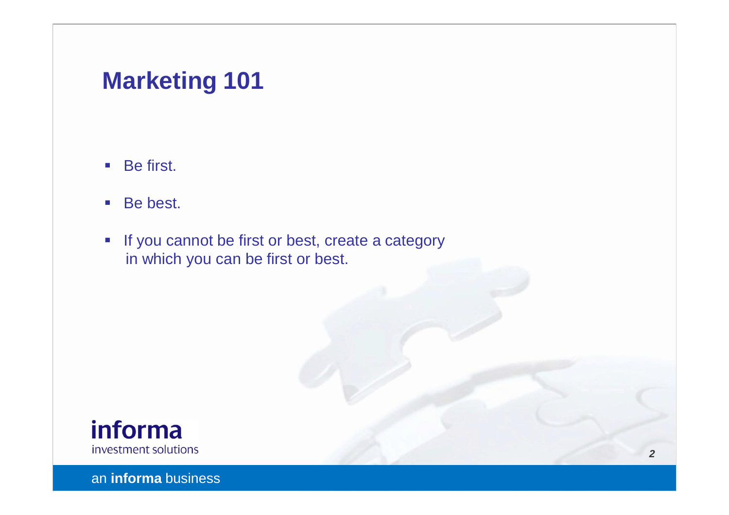# Marketing 101

- Be first.
- Be best.
- If you cannot be first or best, create a category in which you can be first or best.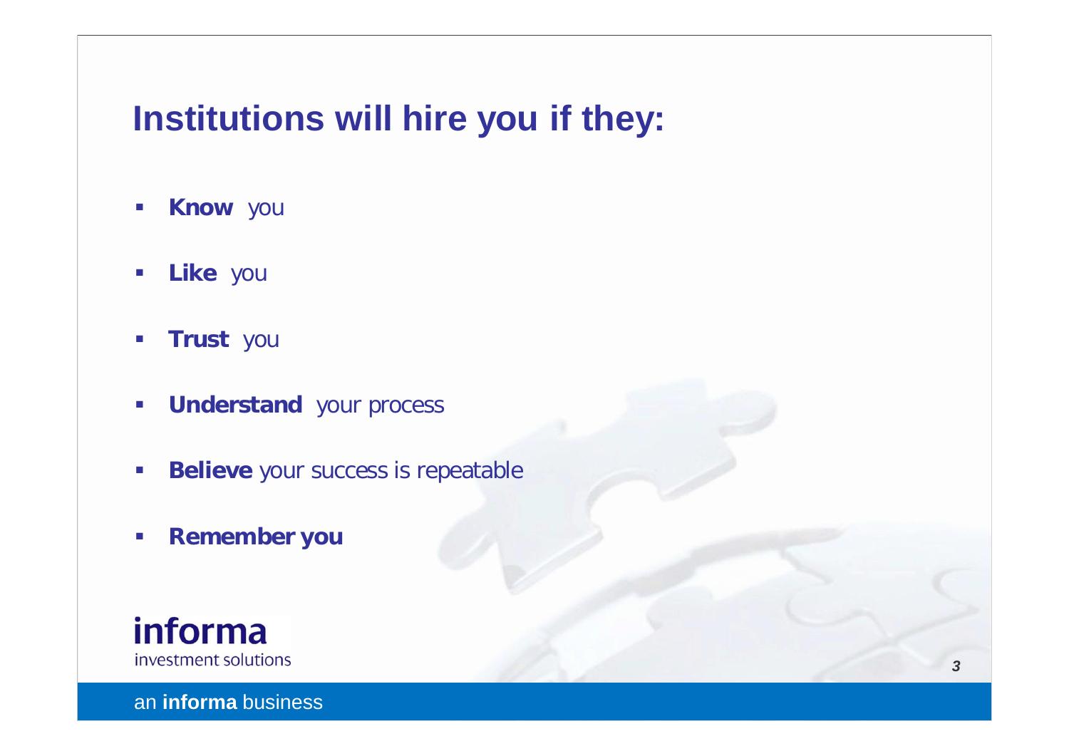# Institutions will hire you if they:

- **Know** you
- **Like** you
- **Trust** you
- **Understand** your process
- **Believe** your success is repeatable
- **Remember you**

informa
investment solutions

an **informa** business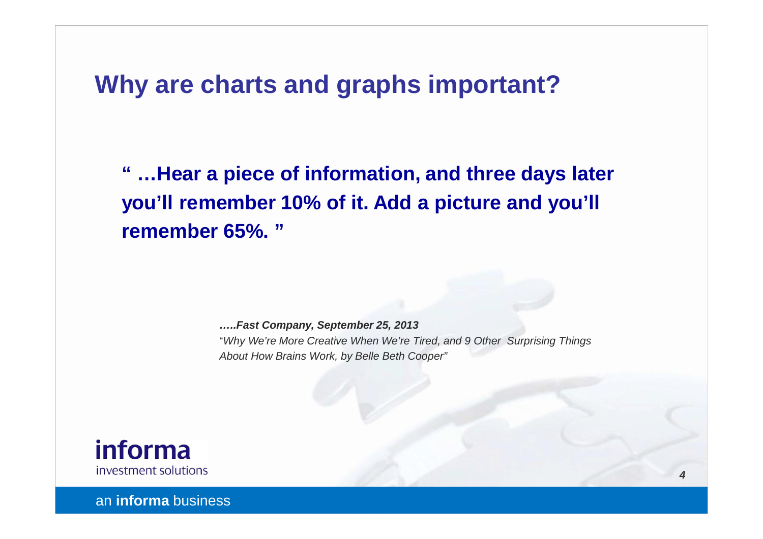# Why are charts and graphs important?

**" …Hear a piece of information, and three days later you'll remember 10% of it. Add a picture and you'll remember 65%. "**

***…..Fast Company, September 25, 2013***
"*Why We're More Creative When We're Tired, and 9 Other Surprising Things About How Brains Work, by Belle Beth Cooper"*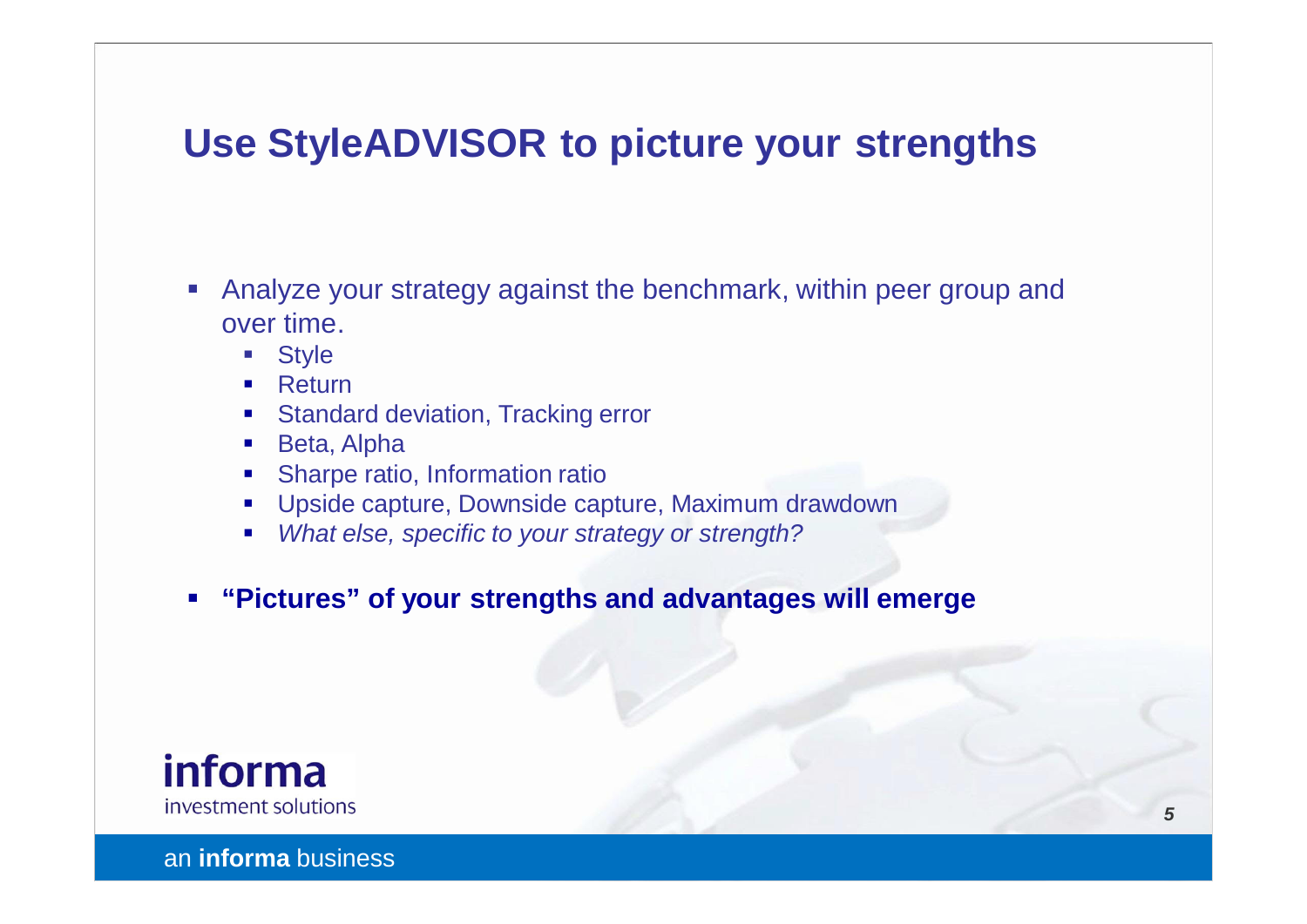# Use StyleADVISOR to picture your strengths

- Analyze your strategy against the benchmark, within peer group and over time.
  - Style
  - Return
  - Standard deviation, Tracking error
  - Beta, Alpha
  - Sharpe ratio, Information ratio
  - Upside capture, Downside capture, Maximum drawdown
  - *What else, specific to your strategy or strength?*
- **"Pictures" of your strengths and advantages will emerge**

informa

investment solutions

an **informa** business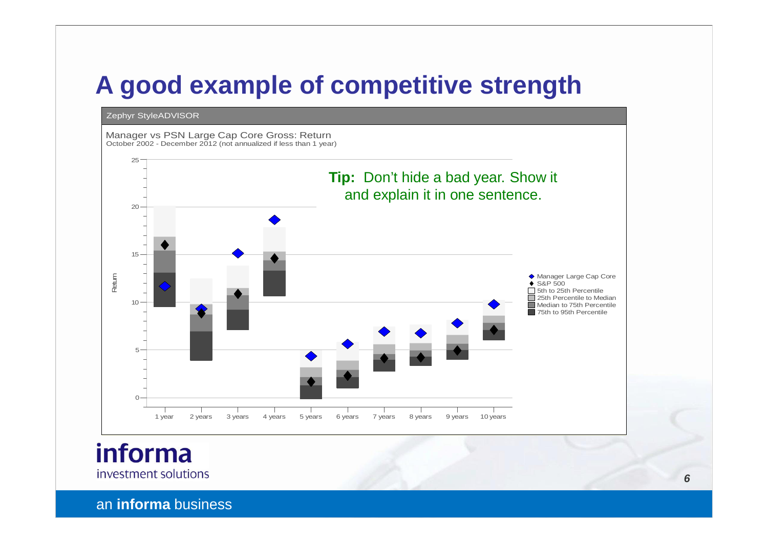# A good example of competitive strength

Zephyr StyleADVISOR

Manager vs PSN Large Cap Core Gross: Return
October 2002 - December 2012 (not annualized if less than 1 year)

**Tip:** Don't hide a bad year. Show it and explain it in one sentence.

Return

25
20
15
10
5
0

1 year 2 years 3 years 4 years 5 years 6 years 7 years 8 years 9 years 10 years

- Manager Large Cap Core
- S&P 500
- 5th to 25th Percentile
- 25th Percentile to Median
- Median to 75th Percentile
- 75th to 95th Percentile

**informa**
investment solutions

an **informa** business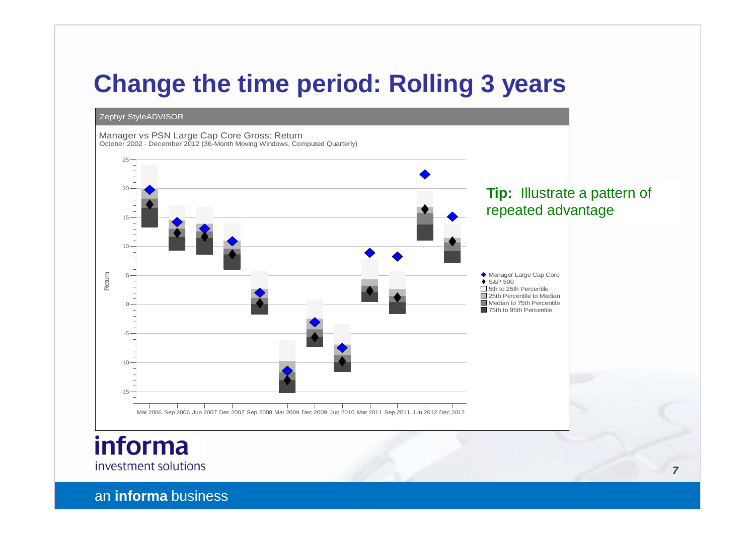# Change the time period: Rolling 3 years

Zephyr StyleADVISOR

Manager vs PSN Large Cap Core Gross: Return
October 2002 - December 2012 (36-Month Moving Windows, Computed Quarterly)

Return

25, 20, 15, 10, 5, 0, -5, -10, -15

Mar 2006 Sep 2006 Jun 2007 Dec 2007 Sep 2008 Mar 2009 Dec 2009 Jun 2010 Mar 2011 Sep 2011 Jun 2012 Dec 2012

- Manager Large Cap Core
- S&P 500
- 5th to 25th Percentile
- 25th Percentile to Median
- Median to 75th Percentile
- 75th to 95th Percentile

**Tip:** Illustrate a pattern of repeated advantage

informa
investment solutions

an **informa** business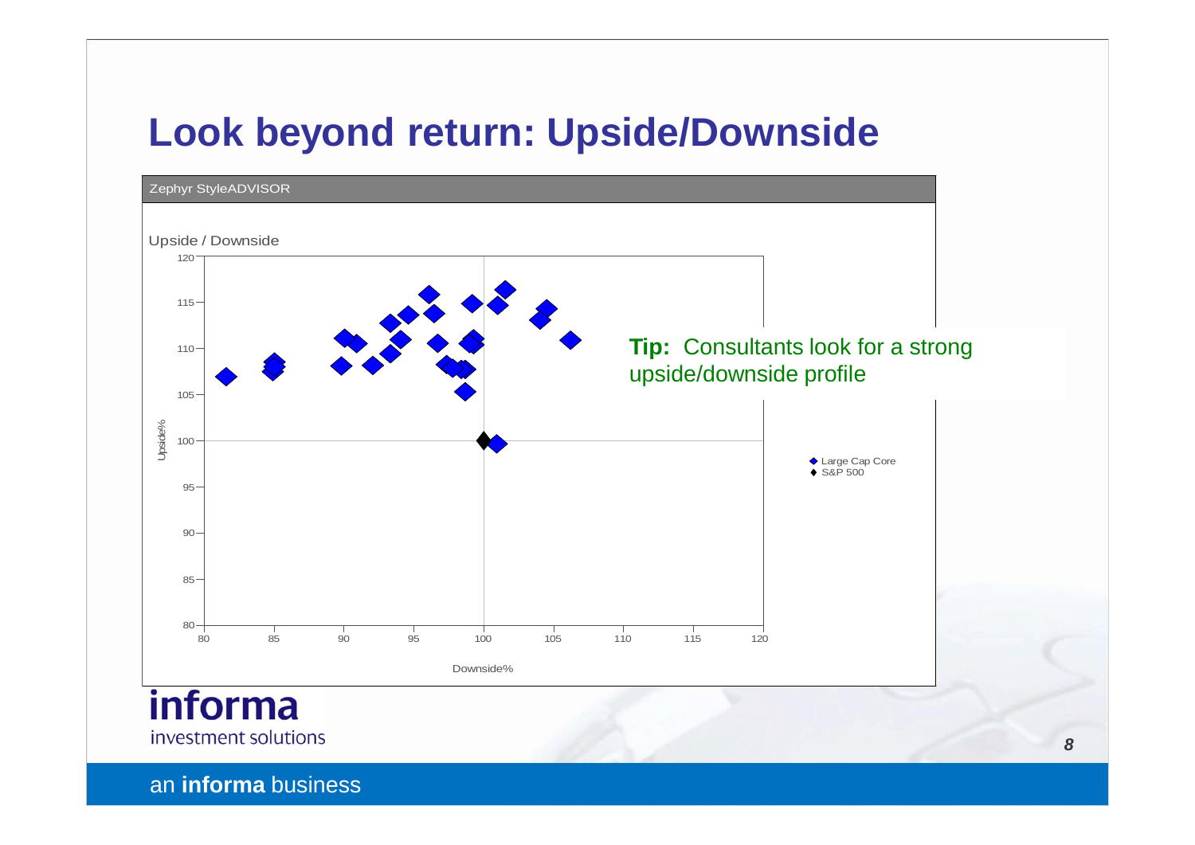# Look beyond return: Upside/Downside

Zephyr StyleADVISOR

Upside / Downside

Upside%

Downside%

Large Cap Core

S&P 500

**Tip:** Consultants look for a strong upside/downside profile

informa investment solutions

an **informa** business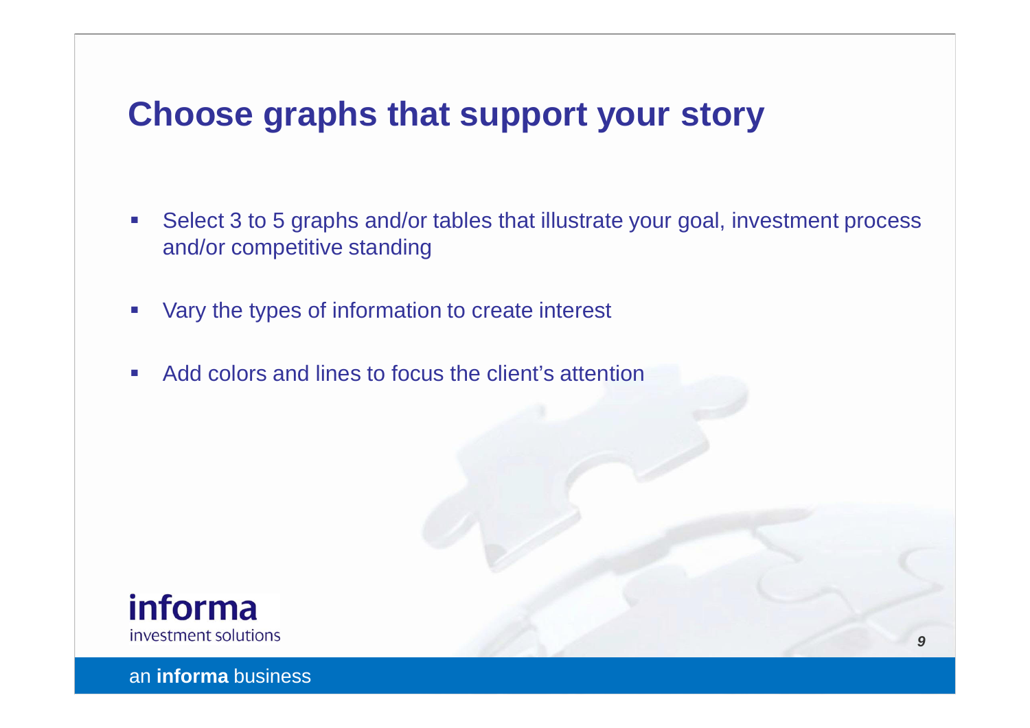# Choose graphs that support your story

- Select 3 to 5 graphs and/or tables that illustrate your goal, investment process and/or competitive standing
- Vary the types of information to create interest
- Add colors and lines to focus the client's attention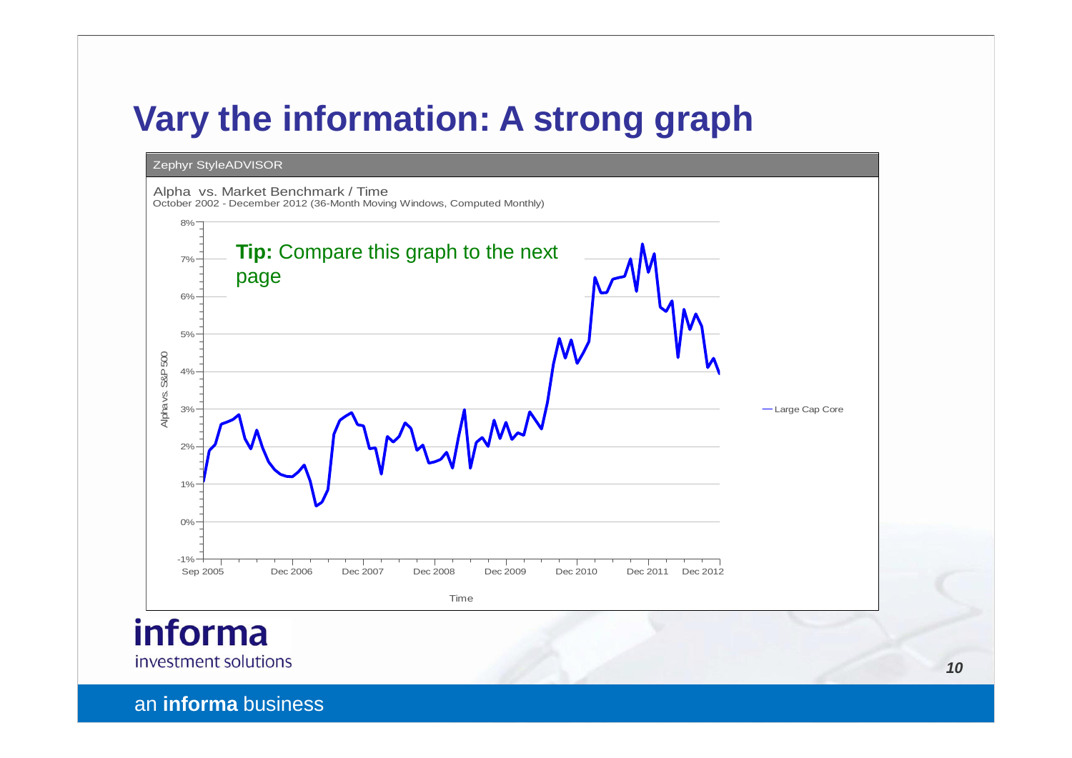# Vary the information: A strong graph

Zephyr StyleADVISOR

Alpha vs. Market Benchmark / Time

October 2002 - December 2012 (36-Month Moving Windows, Computed Monthly)

**Tip:** Compare this graph to the next page

Alpha vs. S&P 500

8%
7%
6%
5%
4%
3%
2%
1%
0%
-1%

Sep 2005 | Dec 2006 | Dec 2007 | Dec 2008 | Dec 2009 | Dec 2010 | Dec 2011 | Dec 2012

Time

— Large Cap Core

informa
investment solutions

an **informa** business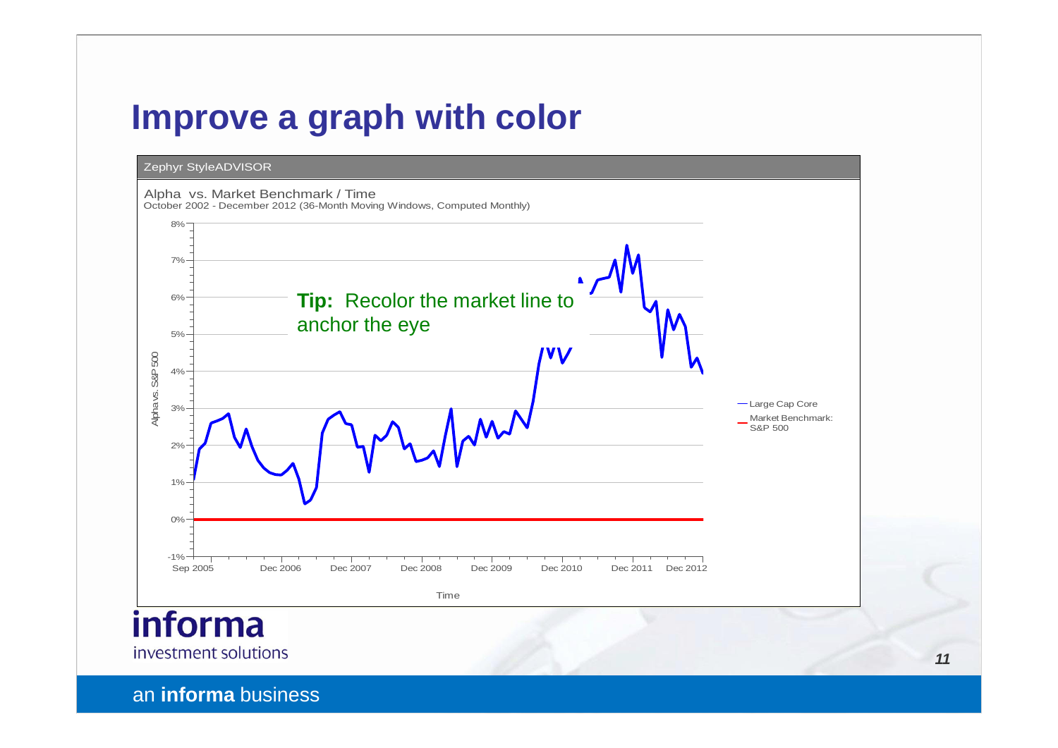# Improve a graph with color

Zephyr StyleADVISOR

Alpha vs. Market Benchmark / Time
October 2002 - December 2012 (36-Month Moving Windows, Computed Monthly)

**Tip:** Recolor the market line to anchor the eye

Alpha vs. S&P 500

8%
7%
6%
5%
4%
3%
2%
1%
0%
-1%

Sep 2005 | Dec 2006 | Dec 2007 | Dec 2008 | Dec 2009 | Dec 2010 | Dec 2011 | Dec 2012

Time

- Large Cap Core
- Market Benchmark: S&P 500

informa
investment solutions

an **informa** business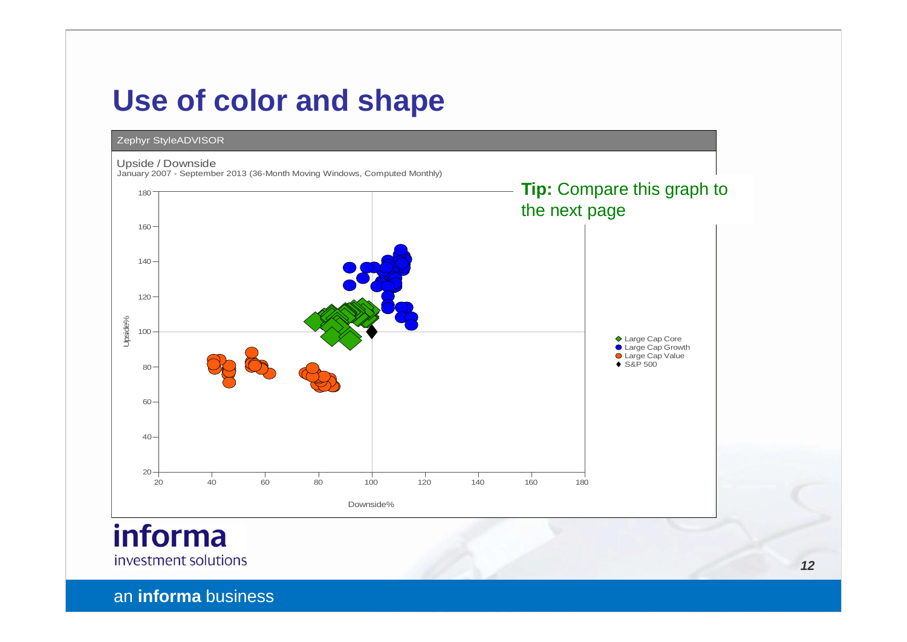# Use of color and shape

Zephyr StyleADVISOR

Upside / Downside

January 2007 - September 2013 (36-Month Moving Windows, Computed Monthly)

**Tip:** Compare this graph to the next page

Upside%

Downside%

- Large Cap Core
- Large Cap Growth
- Large Cap Value
- S&P 500

informa investment solutions

an **informa** business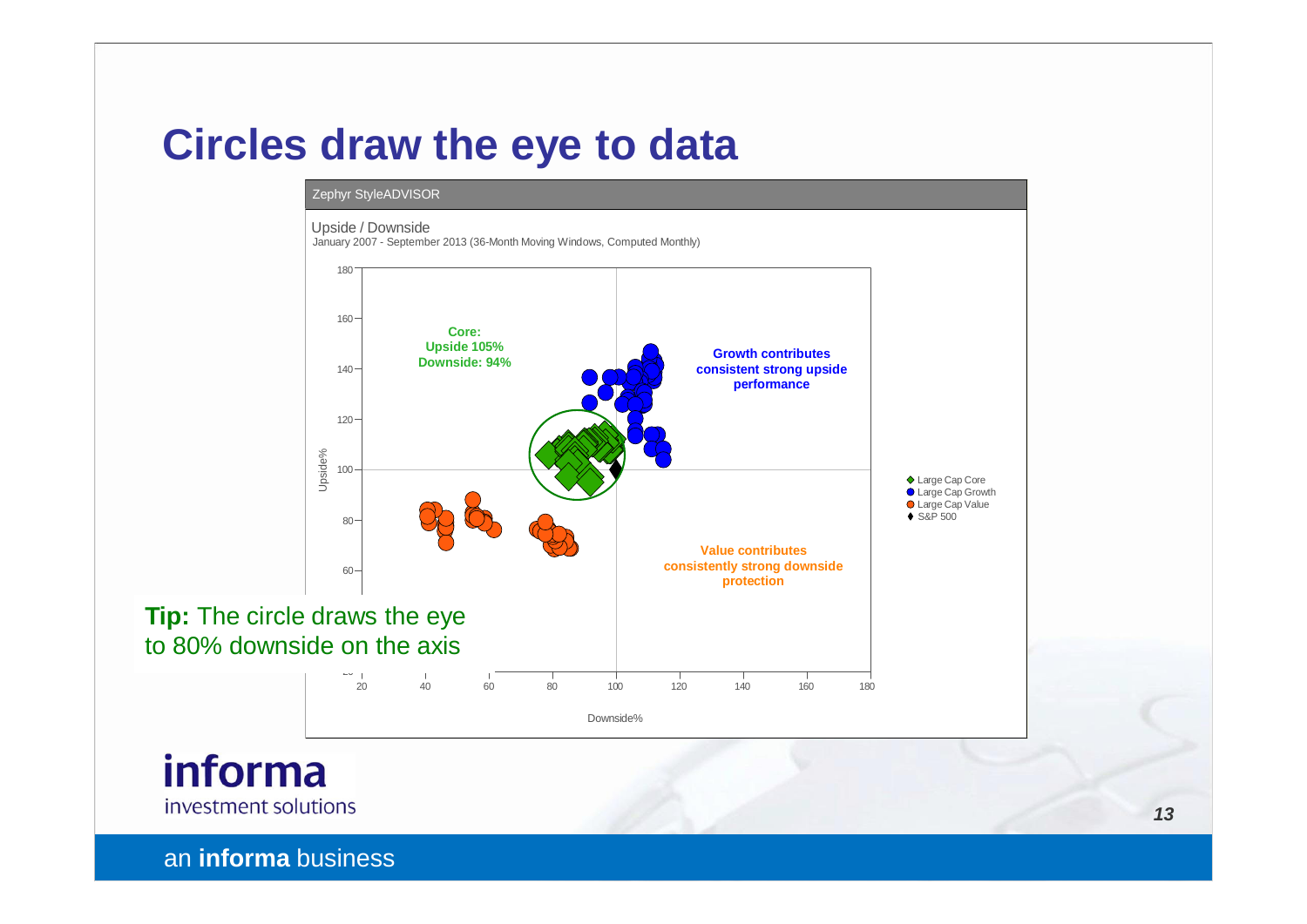# Circles draw the eye to data

Zephyr StyleADVISOR

Upside / Downside

January 2007 - September 2013 (36-Month Moving Windows, Computed Monthly)

**Core:**
**Upside 105%**
**Downside: 94%**

**Growth contributes consistent strong upside performance**

**Value contributes consistently strong downside protection**

- Large Cap Core
- Large Cap Growth
- Large Cap Value
- S&P 500

Upside%

Downside%

**Tip:** The circle draws the eye to 80% downside on the axis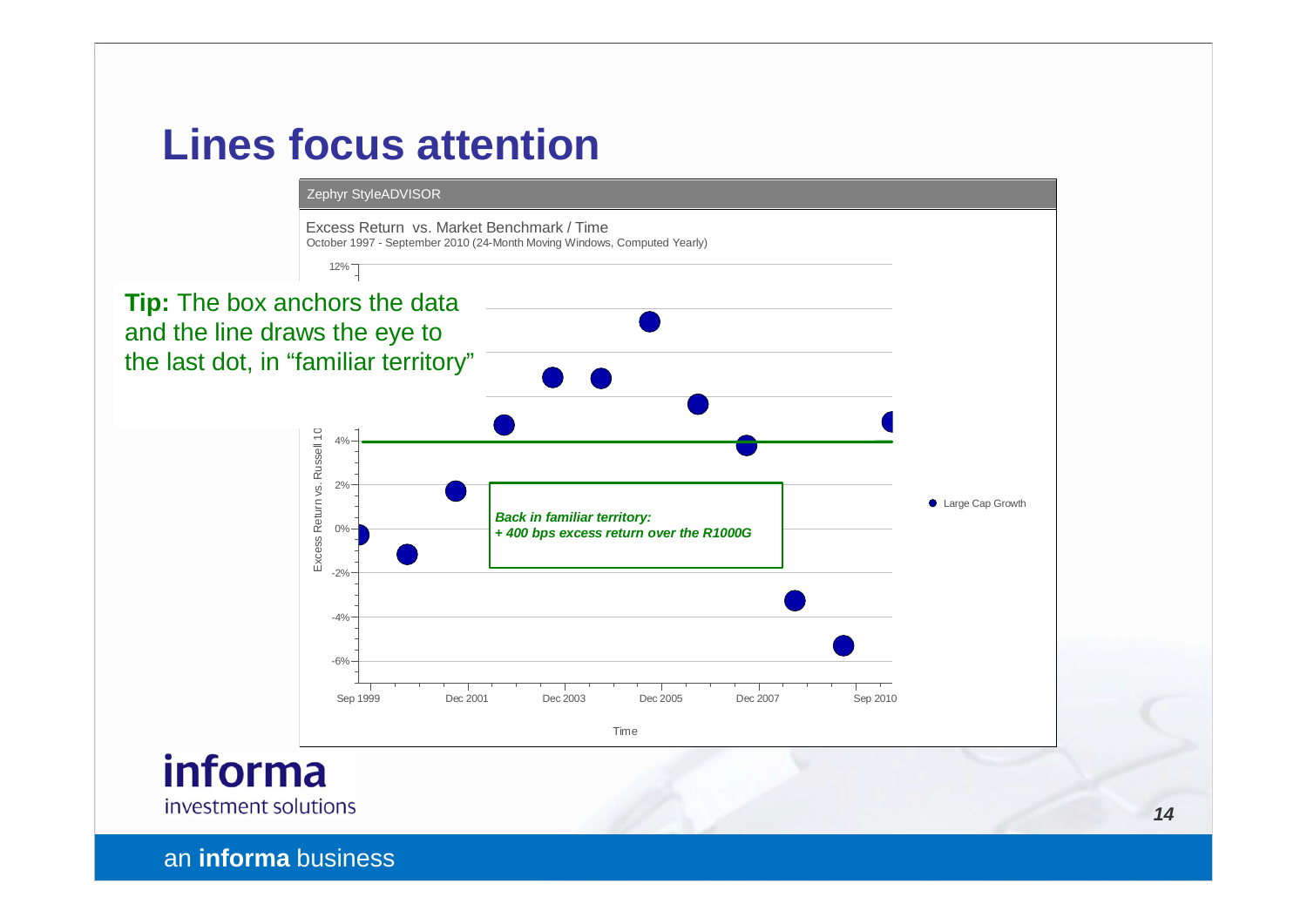# Lines focus attention

Zephyr StyleADVISOR

Excess Return vs. Market Benchmark / Time

October 1997 - September 2010 (24-Month Moving Windows, Computed Yearly)

**Tip:** The box anchors the data and the line draws the eye to the last dot, in "familiar territory"

***Back in familiar territory:***
***+ 400 bps excess return over the R1000G***

Excess Return vs. Russell 10

12%, 4%, 2%, 0%, -2%, -4%, -6%

Sep 1999, Dec 2001, Dec 2003, Dec 2005, Dec 2007, Sep 2010

Time

Large Cap Growth

**informa**
investment solutions

an **informa** business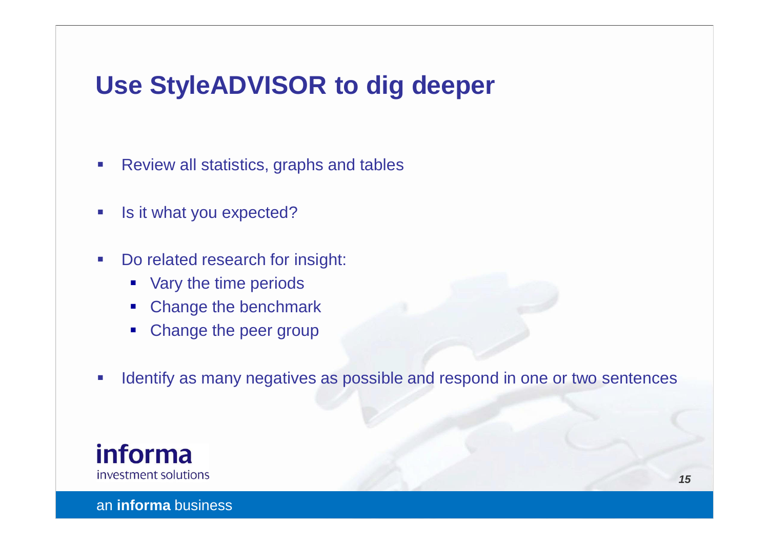# Use StyleADVISOR to dig deeper

- Review all statistics, graphs and tables
- Is it what you expected?
- Do related research for insight:
  - Vary the time periods
  - Change the benchmark
  - Change the peer group
- Identify as many negatives as possible and respond in one or two sentences

informa
investment solutions

an **informa** business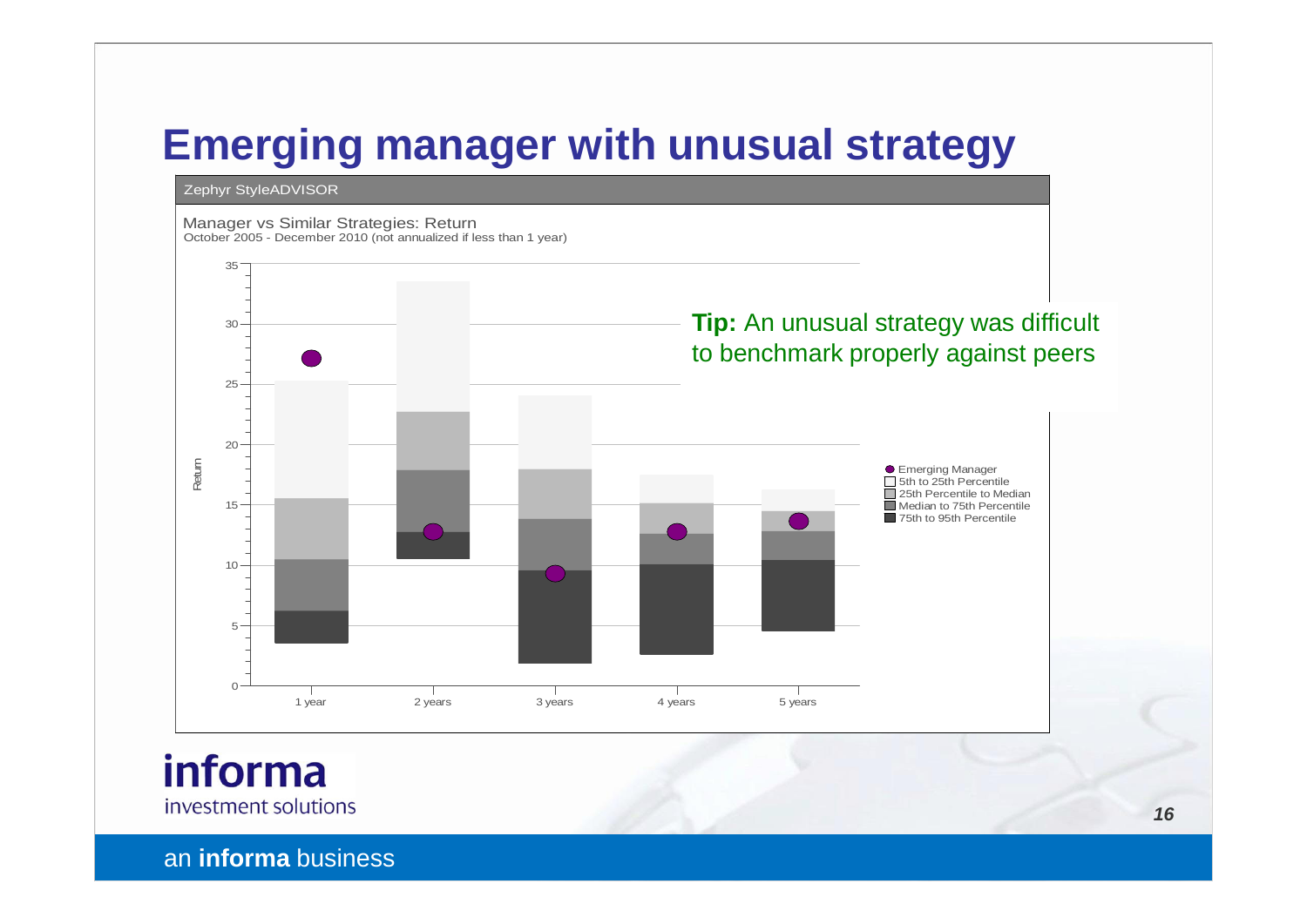# Emerging manager with unusual strategy

Zephyr StyleADVISOR

Manager vs Similar Strategies: Return
October 2005 - December 2010 (not annualized if less than 1 year)

**Tip:** An unusual strategy was difficult to benchmark properly against peers

Return

1 year | 2 years | 3 years | 4 years | 5 years

- Emerging Manager
- 5th to 25th Percentile
- 25th Percentile to Median
- Median to 75th Percentile
- 75th to 95th Percentile

informa investment solutions

an **informa** business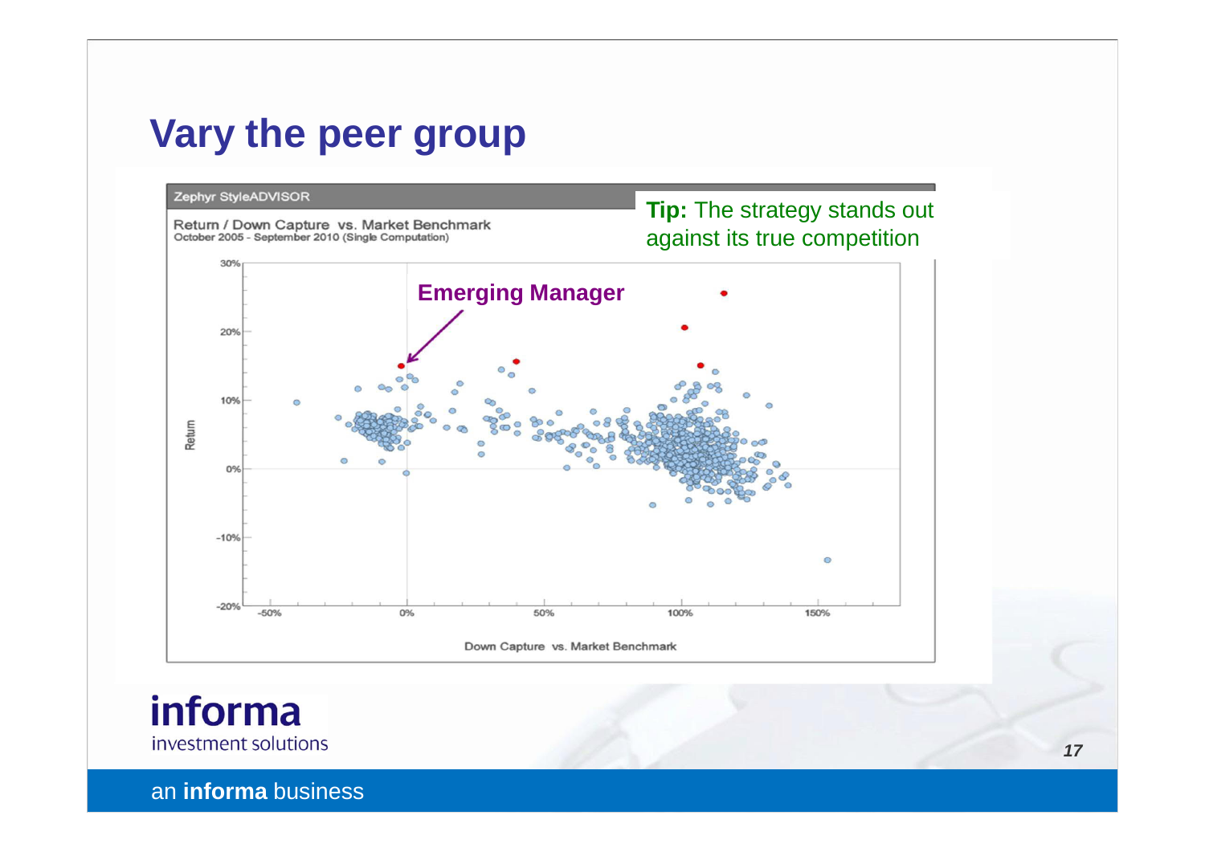# Vary the peer group

Zephyr StyleADVISOR

Return / Down Capture vs. Market Benchmark
October 2005 - September 2010 (Single Computation)

**Tip:** The strategy stands out against its true competition

**Emerging Manager**

Return

Down Capture vs. Market Benchmark

informa investment solutions

an **informa** business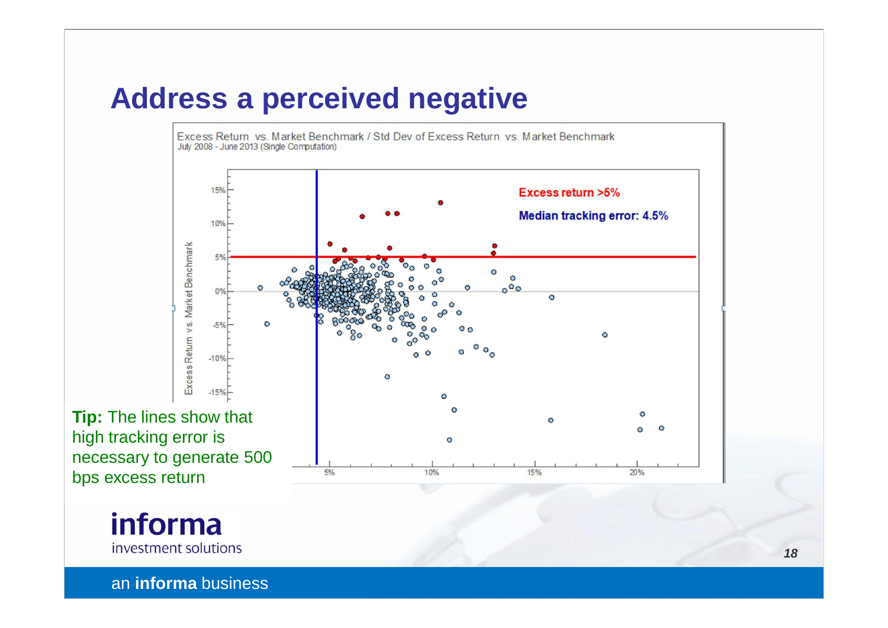# Address a perceived negative

Excess Return vs. Market Benchmark / Std Dev of Excess Return vs. Market Benchmark
July 2008 - June 2013 (Single Computation)

Excess return >5%

Median tracking error: 4.5%

**Tip:** The lines show that high tracking error is necessary to generate 500 bps excess return

informa
investment solutions

an **informa** business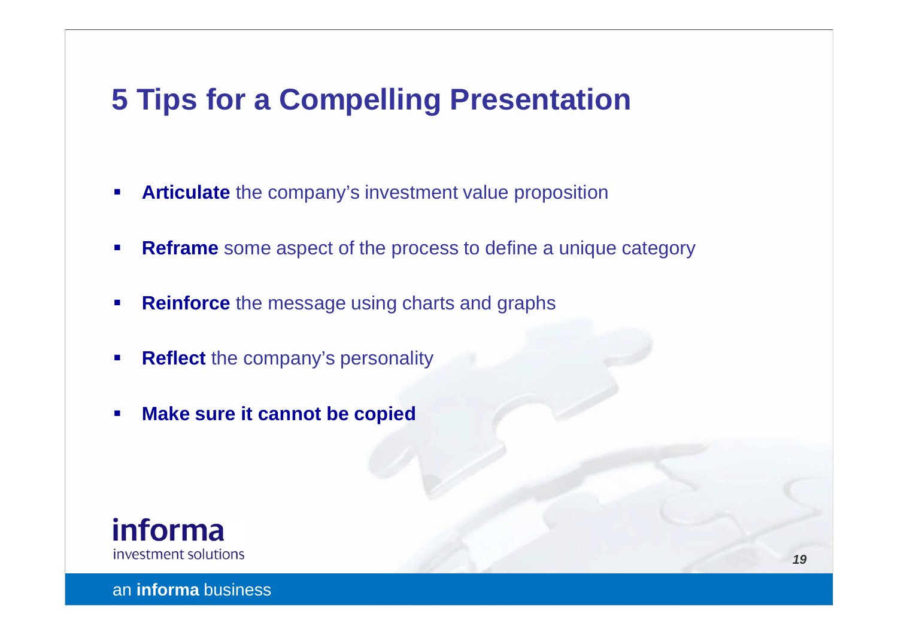# 5 Tips for a Compelling Presentation

- **Articulate** the company's investment value proposition
- **Reframe** some aspect of the process to define a unique category
- **Reinforce** the message using charts and graphs
- **Reflect** the company's personality
- **Make sure it cannot be copied**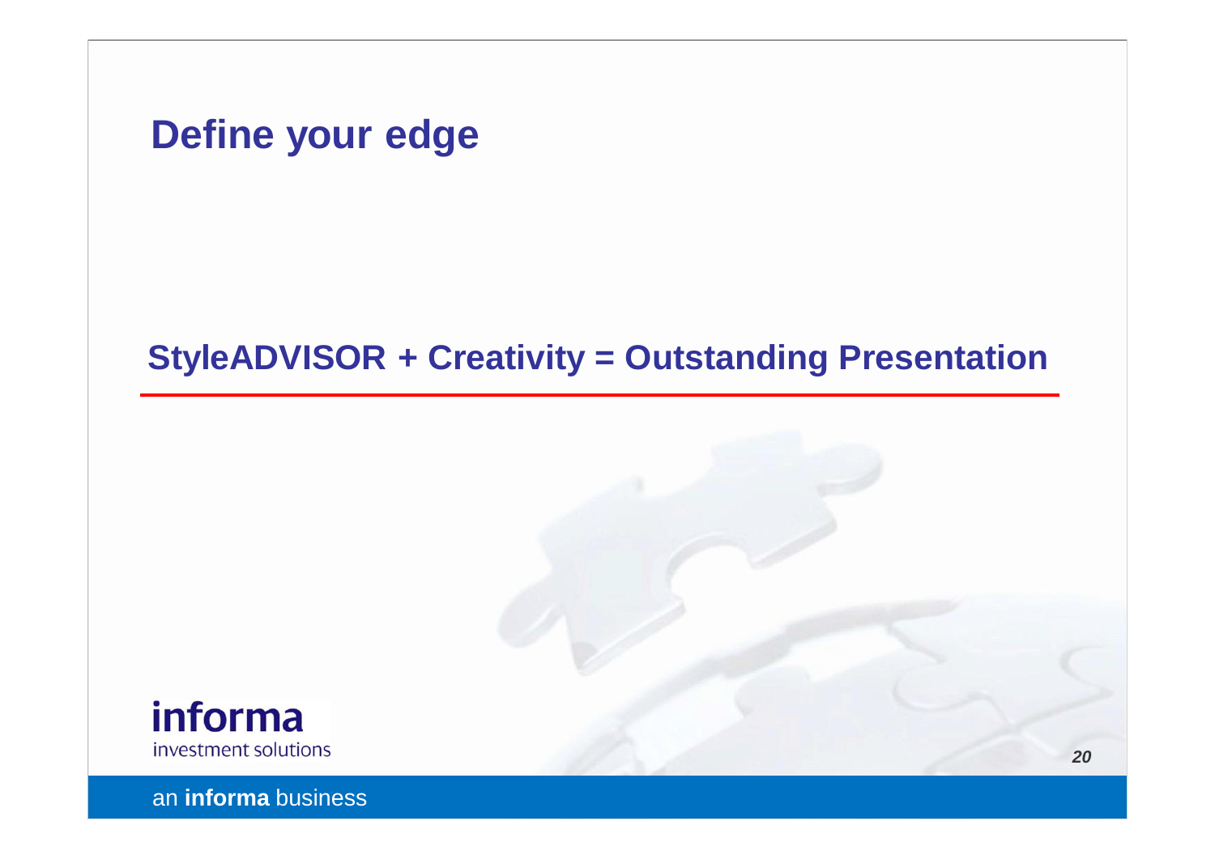# Define your edge

## StyleADVISOR + Creativity = Outstanding Presentation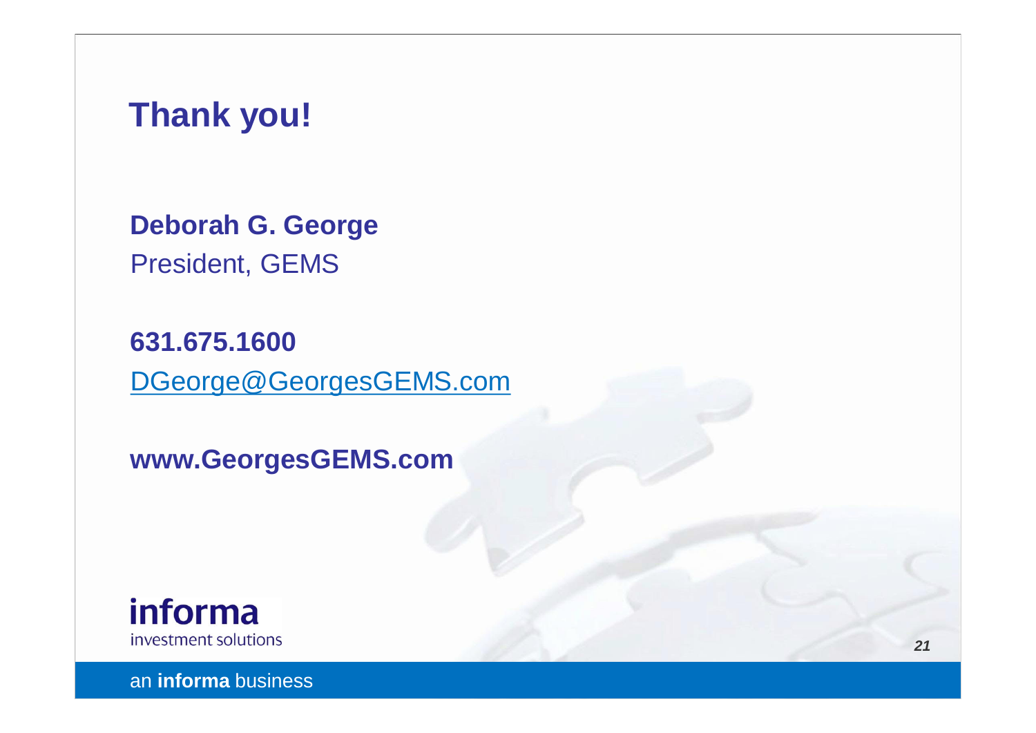# Thank you!

**Deborah G. George**
President, GEMS

**631.675.1600**
DGeorge@GeorgesGEMS.com

**www.GeorgesGEMS.com**

informa
investment solutions

an **informa** business